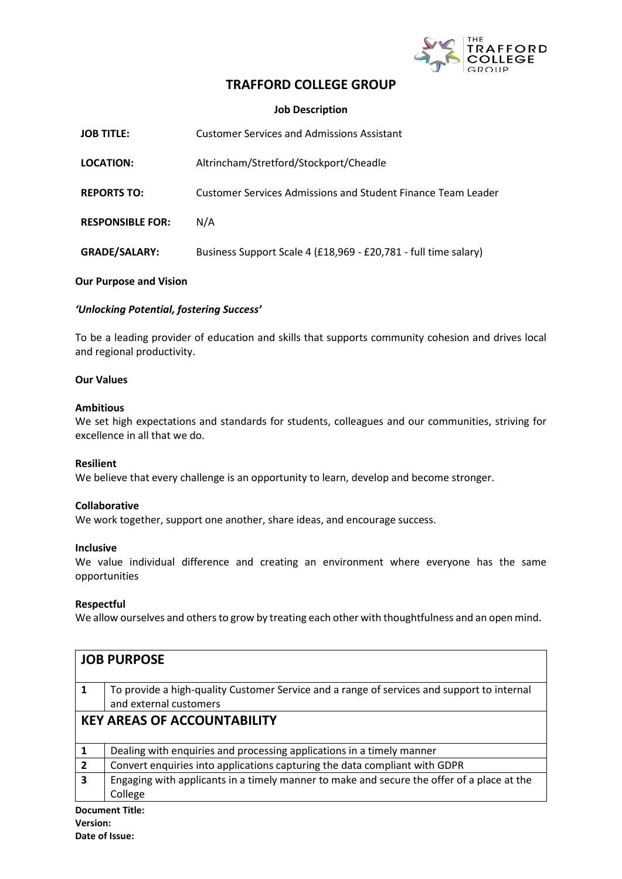# TRAFFORD COLLEGE GROUP

**Job Description**

| | |
|---|---|
| **JOB TITLE:** | Customer Services and Admissions Assistant |
| **LOCATION:** | Altrincham/Stretford/Stockport/Cheadle |
| **REPORTS TO:** | Customer Services Admissions and Student Finance Team Leader |
| **RESPONSIBLE FOR:** | N/A |
| **GRADE/SALARY:** | Business Support Scale 4 (£18,969 - £20,781 - full time salary) |

**Our Purpose and Vision**

***'Unlocking Potential, fostering Success'***

To be a leading provider of education and skills that supports community cohesion and drives local and regional productivity.

**Our Values**

**Ambitious**
We set high expectations and standards for students, colleagues and our communities, striving for excellence in all that we do.

**Resilient**
We believe that every challenge is an opportunity to learn, develop and become stronger.

**Collaborative**
We work together, support one another, share ideas, and encourage success.

**Inclusive**
We value individual difference and creating an environment where everyone has the same opportunities

**Respectful**
We allow ourselves and others to grow by treating each other with thoughtfulness and an open mind.

| **JOB PURPOSE** | |
|---|---|
| **1** | To provide a high-quality Customer Service and a range of services and support to internal and external customers |
| **KEY AREAS OF ACCOUNTABILITY** | |
| **1** | Dealing with enquiries and processing applications in a timely manner |
| **2** | Convert enquiries into applications capturing the data compliant with GDPR |
| **3** | Engaging with applicants in a timely manner to make and secure the offer of a place at the College |

**Document Title:**
**Version:**
**Date of Issue:**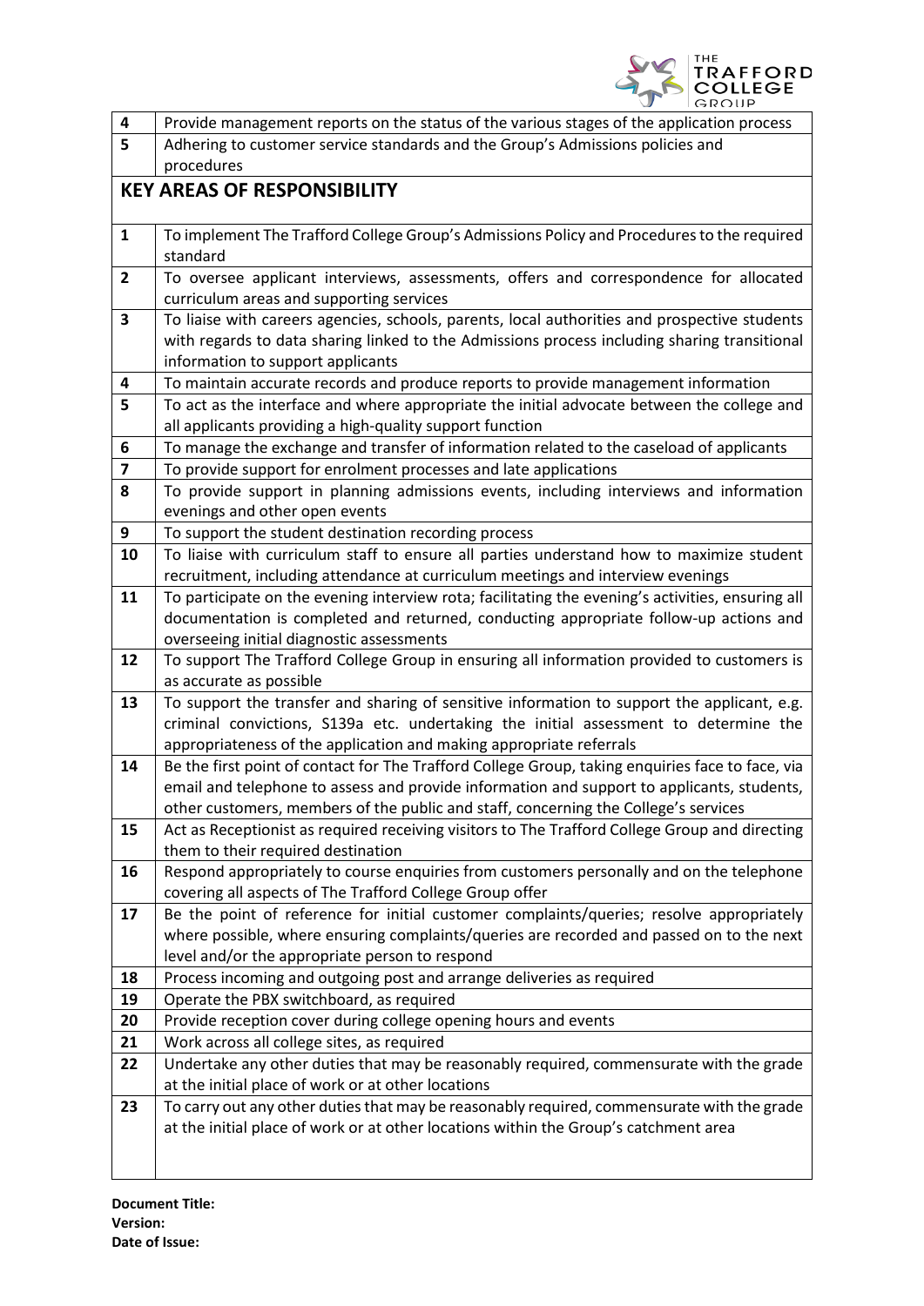| | |
|---|---|
| 4 | Provide management reports on the status of the various stages of the application process |
| 5 | Adhering to customer service standards and the Group's Admissions policies and procedures |

## KEY AREAS OF RESPONSIBILITY

| | |
|---|---|
| 1 | To implement The Trafford College Group's Admissions Policy and Procedures to the required standard |
| 2 | To oversee applicant interviews, assessments, offers and correspondence for allocated curriculum areas and supporting services |
| 3 | To liaise with careers agencies, schools, parents, local authorities and prospective students with regards to data sharing linked to the Admissions process including sharing transitional information to support applicants |
| 4 | To maintain accurate records and produce reports to provide management information |
| 5 | To act as the interface and where appropriate the initial advocate between the college and all applicants providing a high-quality support function |
| 6 | To manage the exchange and transfer of information related to the caseload of applicants |
| 7 | To provide support for enrolment processes and late applications |
| 8 | To provide support in planning admissions events, including interviews and information evenings and other open events |
| 9 | To support the student destination recording process |
| 10 | To liaise with curriculum staff to ensure all parties understand how to maximize student recruitment, including attendance at curriculum meetings and interview evenings |
| 11 | To participate on the evening interview rota; facilitating the evening's activities, ensuring all documentation is completed and returned, conducting appropriate follow-up actions and overseeing initial diagnostic assessments |
| 12 | To support The Trafford College Group in ensuring all information provided to customers is as accurate as possible |
| 13 | To support the transfer and sharing of sensitive information to support the applicant, e.g. criminal convictions, S139a etc. undertaking the initial assessment to determine the appropriateness of the application and making appropriate referrals |
| 14 | Be the first point of contact for The Trafford College Group, taking enquiries face to face, via email and telephone to assess and provide information and support to applicants, students, other customers, members of the public and staff, concerning the College's services |
| 15 | Act as Receptionist as required receiving visitors to The Trafford College Group and directing them to their required destination |
| 16 | Respond appropriately to course enquiries from customers personally and on the telephone covering all aspects of The Trafford College Group offer |
| 17 | Be the point of reference for initial customer complaints/queries; resolve appropriately where possible, where ensuring complaints/queries are recorded and passed on to the next level and/or the appropriate person to respond |
| 18 | Process incoming and outgoing post and arrange deliveries as required |
| 19 | Operate the PBX switchboard, as required |
| 20 | Provide reception cover during college opening hours and events |
| 21 | Work across all college sites, as required |
| 22 | Undertake any other duties that may be reasonably required, commensurate with the grade at the initial place of work or at other locations |
| 23 | To carry out any other duties that may be reasonably required, commensurate with the grade at the initial place of work or at other locations within the Group's catchment area |

**Document Title:**
**Version:**
**Date of Issue:**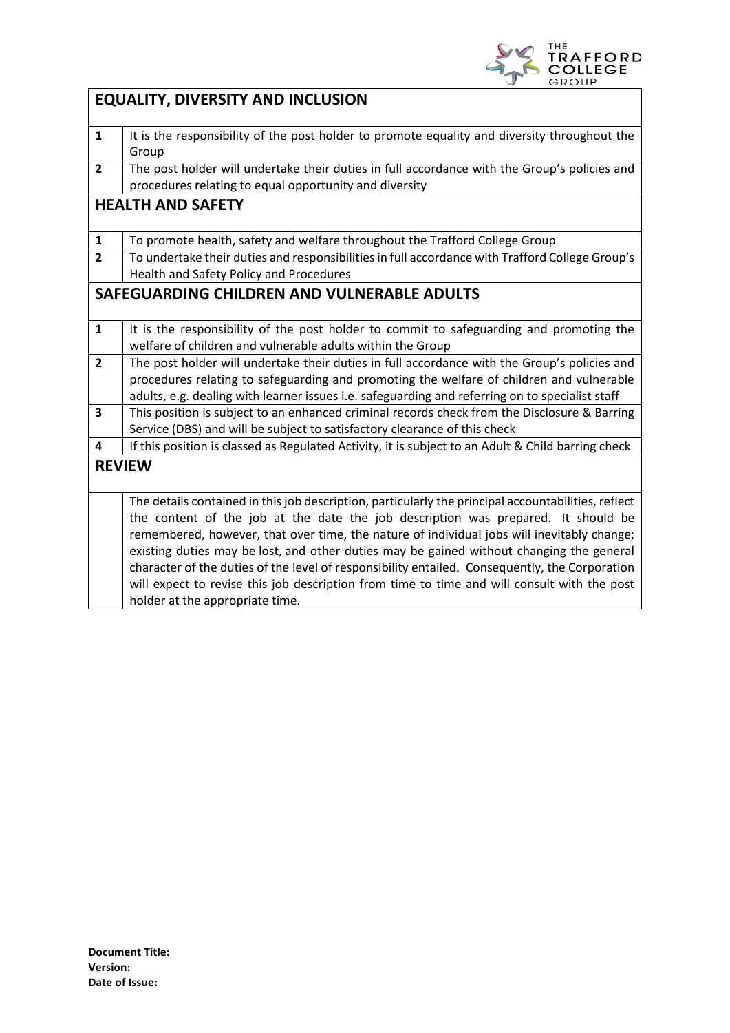## EQUALITY, DIVERSITY AND INCLUSION

| | |
|---|---|
| 1 | It is the responsibility of the post holder to promote equality and diversity throughout the Group |
| 2 | The post holder will undertake their duties in full accordance with the Group's policies and procedures relating to equal opportunity and diversity |

## HEALTH AND SAFETY

| | |
|---|---|
| 1 | To promote health, safety and welfare throughout the Trafford College Group |
| 2 | To undertake their duties and responsibilities in full accordance with Trafford College Group's Health and Safety Policy and Procedures |

## SAFEGUARDING CHILDREN AND VULNERABLE ADULTS

| | |
|---|---|
| 1 | It is the responsibility of the post holder to commit to safeguarding and promoting the welfare of children and vulnerable adults within the Group |
| 2 | The post holder will undertake their duties in full accordance with the Group's policies and procedures relating to safeguarding and promoting the welfare of children and vulnerable adults, e.g. dealing with learner issues i.e. safeguarding and referring on to specialist staff |
| 3 | This position is subject to an enhanced criminal records check from the Disclosure & Barring Service (DBS) and will be subject to satisfactory clearance of this check |
| 4 | If this position is classed as Regulated Activity, it is subject to an Adult & Child barring check |

## REVIEW

The details contained in this job description, particularly the principal accountabilities, reflect the content of the job at the date the job description was prepared. It should be remembered, however, that over time, the nature of individual jobs will inevitably change; existing duties may be lost, and other duties may be gained without changing the general character of the duties of the level of responsibility entailed. Consequently, the Corporation will expect to revise this job description from time to time and will consult with the post holder at the appropriate time.

**Document Title:**
**Version:**
**Date of Issue:**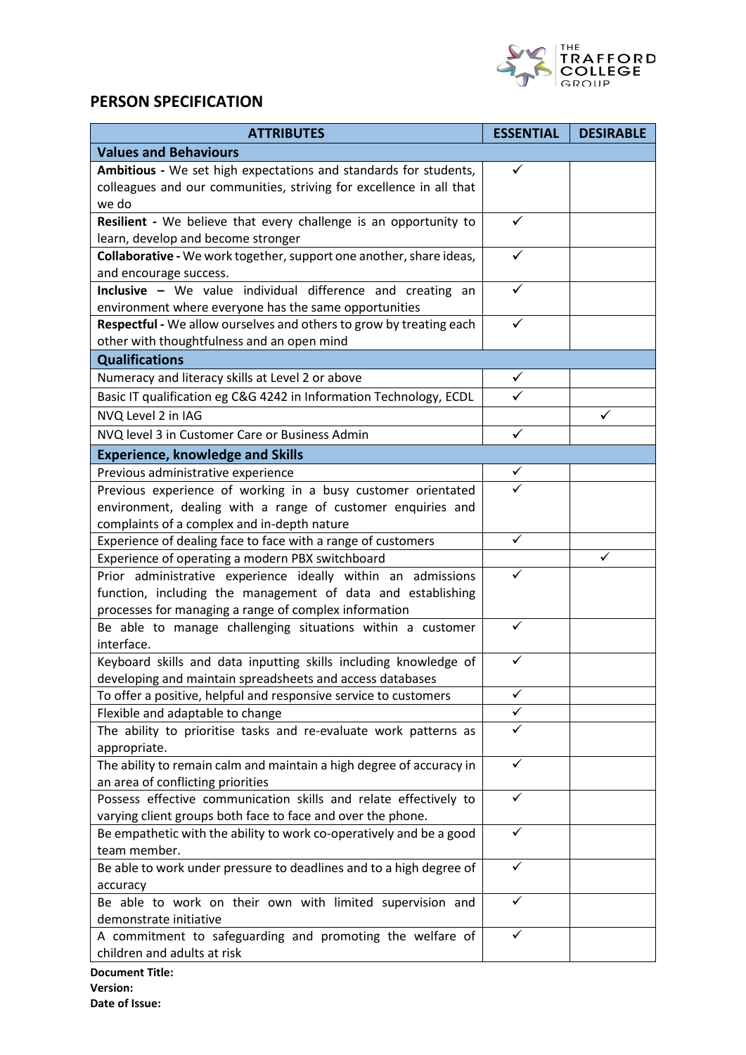## PERSON SPECIFICATION

| ATTRIBUTES | ESSENTIAL | DESIRABLE |
|---|---|---|
| **Values and Behaviours** | | |
| **Ambitious -** We set high expectations and standards for students, colleagues and our communities, striving for excellence in all that we do | ✓ | |
| **Resilient -** We believe that every challenge is an opportunity to learn, develop and become stronger | ✓ | |
| **Collaborative -** We work together, support one another, share ideas, and encourage success. | ✓ | |
| **Inclusive –** We value individual difference and creating an environment where everyone has the same opportunities | ✓ | |
| **Respectful -** We allow ourselves and others to grow by treating each other with thoughtfulness and an open mind | ✓ | |
| **Qualifications** | | |
| Numeracy and literacy skills at Level 2 or above | ✓ | |
| Basic IT qualification eg C&G 4242 in Information Technology, ECDL | ✓ | |
| NVQ Level 2 in IAG | | ✓ |
| NVQ level 3 in Customer Care or Business Admin | ✓ | |
| **Experience, knowledge and Skills** | | |
| Previous administrative experience | ✓ | |
| Previous experience of working in a busy customer orientated environment, dealing with a range of customer enquiries and complaints of a complex and in-depth nature | ✓ | |
| Experience of dealing face to face with a range of customers | ✓ | |
| Experience of operating a modern PBX switchboard | | ✓ |
| Prior administrative experience ideally within an admissions function, including the management of data and establishing processes for managing a range of complex information | ✓ | |
| Be able to manage challenging situations within a customer interface. | ✓ | |
| Keyboard skills and data inputting skills including knowledge of developing and maintain spreadsheets and access databases | ✓ | |
| To offer a positive, helpful and responsive service to customers | ✓ | |
| Flexible and adaptable to change | ✓ | |
| The ability to prioritise tasks and re-evaluate work patterns as appropriate. | ✓ | |
| The ability to remain calm and maintain a high degree of accuracy in an area of conflicting priorities | ✓ | |
| Possess effective communication skills and relate effectively to varying client groups both face to face and over the phone. | ✓ | |
| Be empathetic with the ability to work co-operatively and be a good team member. | ✓ | |
| Be able to work under pressure to deadlines and to a high degree of accuracy | ✓ | |
| Be able to work on their own with limited supervision and demonstrate initiative | ✓ | |
| A commitment to safeguarding and promoting the welfare of children and adults at risk | ✓ | |

**Document Title:**
**Version:**
**Date of Issue:**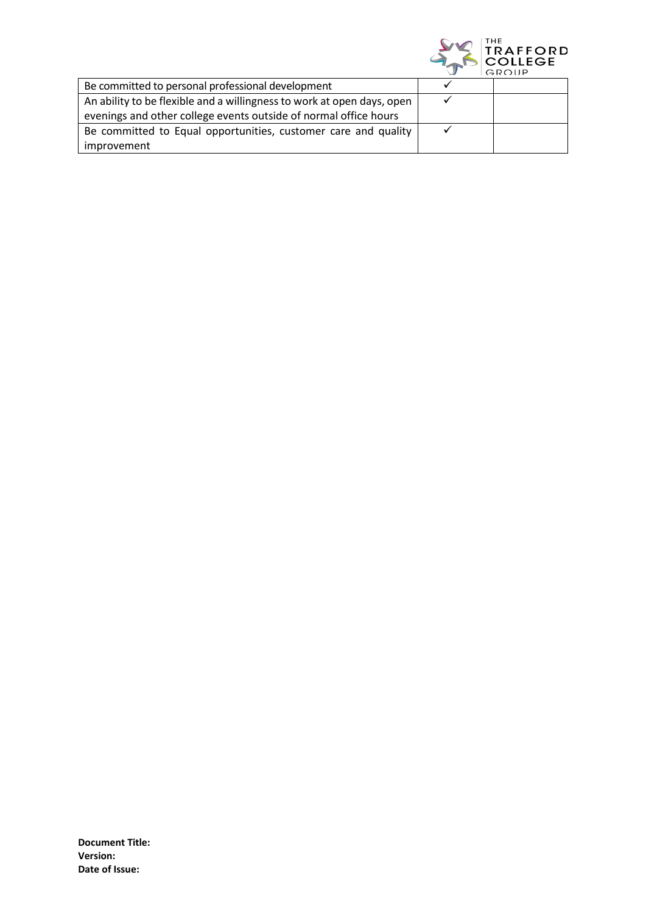| | | |
|---|---|---|
| Be committed to personal professional development | ✓ | |
| An ability to be flexible and a willingness to work at open days, open evenings and other college events outside of normal office hours | ✓ | |
| Be committed to Equal opportunities, customer care and quality improvement | ✓ | |

**Document Title:**
**Version:**
**Date of Issue:**